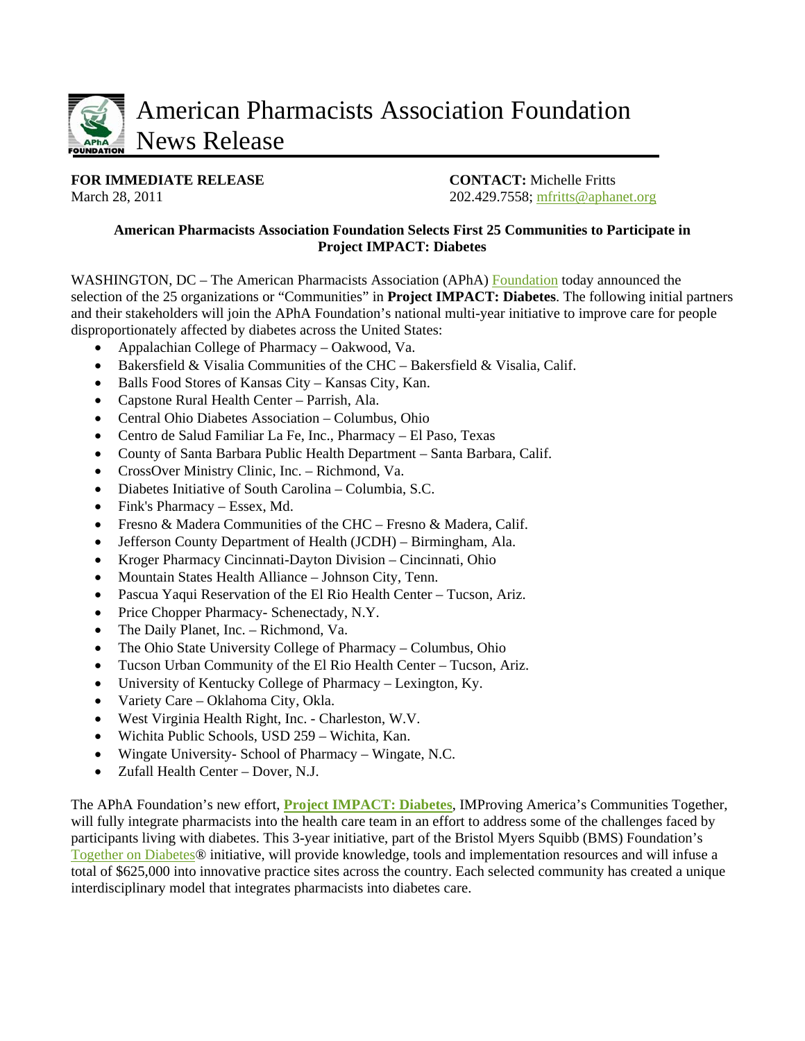# American Pharmacists Association Foundation News Release

**FOR IMMEDIATE RELEASE**
March 28, 2011

**CONTACT:** Michelle Fritts
202.429.7558; mfritts@aphanet.org

**American Pharmacists Association Foundation Selects First 25 Communities to Participate in Project IMPACT: Diabetes**

WASHINGTON, DC – The American Pharmacists Association (APhA) Foundation today announced the selection of the 25 organizations or "Communities" in **Project IMPACT: Diabetes**. The following initial partners and their stakeholders will join the APhA Foundation's national multi-year initiative to improve care for people disproportionately affected by diabetes across the United States:

- Appalachian College of Pharmacy – Oakwood, Va.
- Bakersfield & Visalia Communities of the CHC – Bakersfield & Visalia, Calif.
- Balls Food Stores of Kansas City – Kansas City, Kan.
- Capstone Rural Health Center – Parrish, Ala.
- Central Ohio Diabetes Association – Columbus, Ohio
- Centro de Salud Familiar La Fe, Inc., Pharmacy – El Paso, Texas
- County of Santa Barbara Public Health Department – Santa Barbara, Calif.
- CrossOver Ministry Clinic, Inc. – Richmond, Va.
- Diabetes Initiative of South Carolina – Columbia, S.C.
- Fink's Pharmacy – Essex, Md.
- Fresno & Madera Communities of the CHC – Fresno & Madera, Calif.
- Jefferson County Department of Health (JCDH) – Birmingham, Ala.
- Kroger Pharmacy Cincinnati-Dayton Division – Cincinnati, Ohio
- Mountain States Health Alliance – Johnson City, Tenn.
- Pascua Yaqui Reservation of the El Rio Health Center – Tucson, Ariz.
- Price Chopper Pharmacy- Schenectady, N.Y.
- The Daily Planet, Inc. – Richmond, Va.
- The Ohio State University College of Pharmacy – Columbus, Ohio
- Tucson Urban Community of the El Rio Health Center – Tucson, Ariz.
- University of Kentucky College of Pharmacy – Lexington, Ky.
- Variety Care – Oklahoma City, Okla.
- West Virginia Health Right, Inc. - Charleston, W.V.
- Wichita Public Schools, USD 259 – Wichita, Kan.
- Wingate University- School of Pharmacy – Wingate, N.C.
- Zufall Health Center – Dover, N.J.

The APhA Foundation's new effort, **Project IMPACT: Diabetes**, IMProving America's Communities Together, will fully integrate pharmacists into the health care team in an effort to address some of the challenges faced by participants living with diabetes. This 3-year initiative, part of the Bristol Myers Squibb (BMS) Foundation's Together on Diabetes® initiative, will provide knowledge, tools and implementation resources and will infuse a total of $625,000 into innovative practice sites across the country. Each selected community has created a unique interdisciplinary model that integrates pharmacists into diabetes care.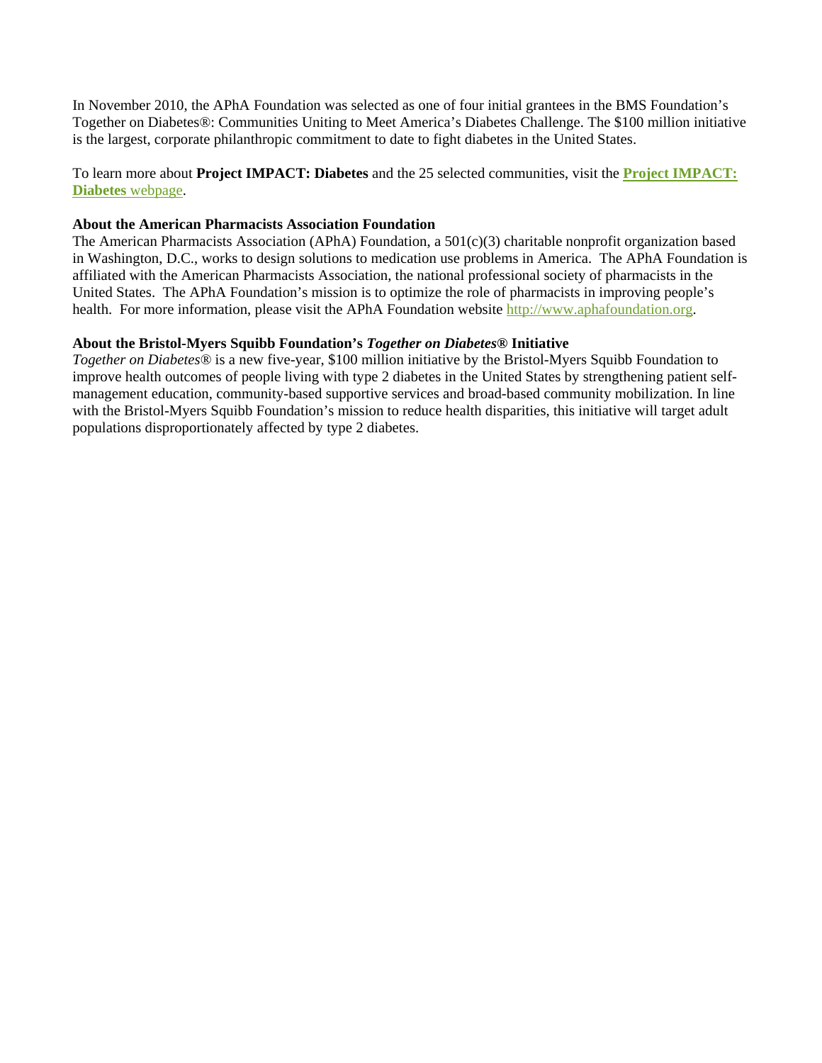In November 2010, the APhA Foundation was selected as one of four initial grantees in the BMS Foundation's Together on Diabetes®: Communities Uniting to Meet America's Diabetes Challenge. The $100 million initiative is the largest, corporate philanthropic commitment to date to fight diabetes in the United States.

To learn more about **Project IMPACT: Diabetes** and the 25 selected communities, visit the **Project IMPACT: Diabetes** webpage.

**About the American Pharmacists Association Foundation**

The American Pharmacists Association (APhA) Foundation, a 501(c)(3) charitable nonprofit organization based in Washington, D.C., works to design solutions to medication use problems in America. The APhA Foundation is affiliated with the American Pharmacists Association, the national professional society of pharmacists in the United States. The APhA Foundation's mission is to optimize the role of pharmacists in improving people's health. For more information, please visit the APhA Foundation website http://www.aphafoundation.org.

**About the Bristol-Myers Squibb Foundation's *Together on Diabetes*® Initiative**

*Together on Diabetes*® is a new five-year, $100 million initiative by the Bristol-Myers Squibb Foundation to improve health outcomes of people living with type 2 diabetes in the United States by strengthening patient self-management education, community-based supportive services and broad-based community mobilization. In line with the Bristol-Myers Squibb Foundation's mission to reduce health disparities, this initiative will target adult populations disproportionately affected by type 2 diabetes.